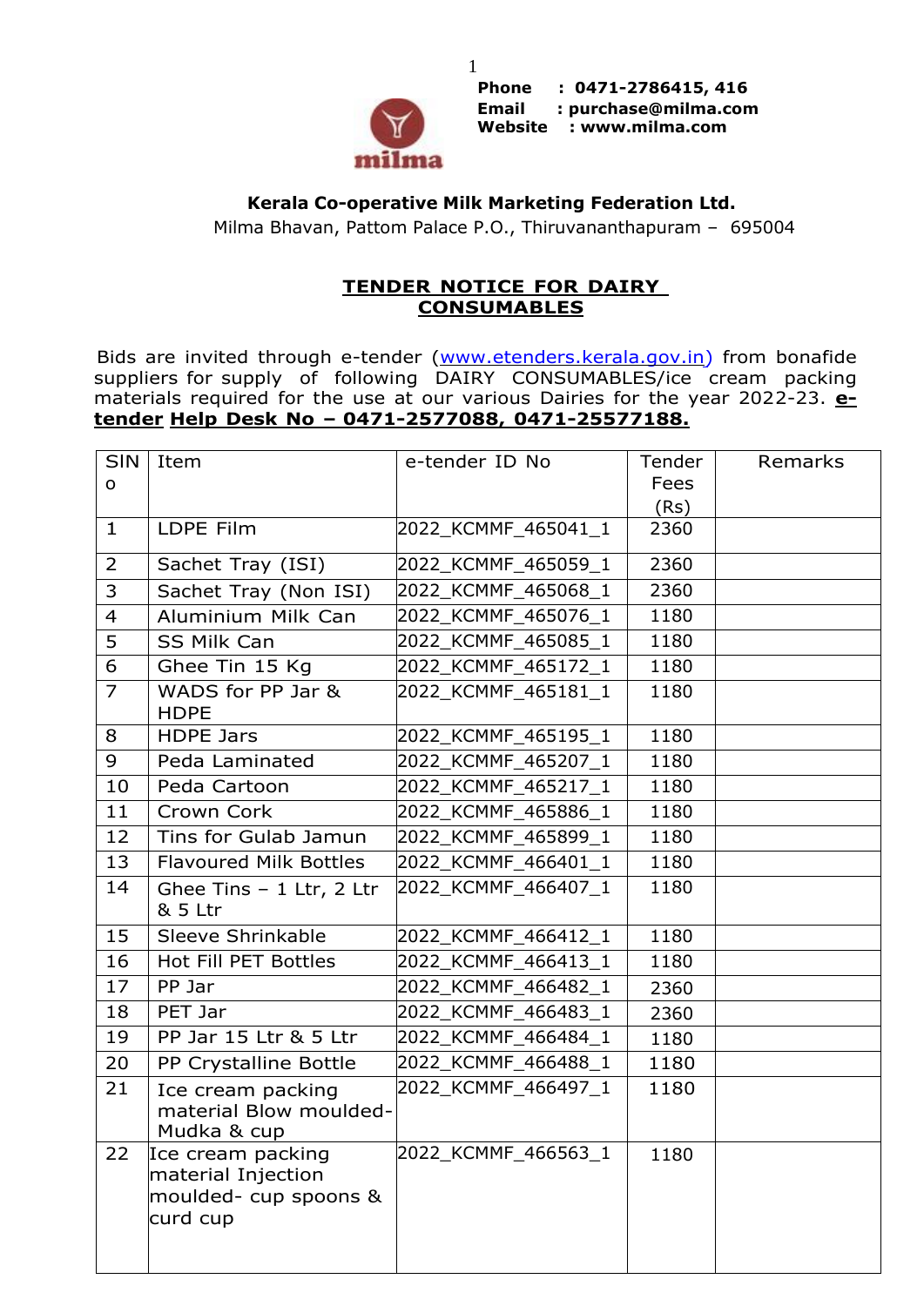Phone : 0471-2786415, 416
Email : purchase@milma.com
Website : www.milma.com

**Kerala Co-operative Milk Marketing Federation Ltd.**
Milma Bhavan, Pattom Palace P.O., Thiruvananthapuram – 695004

## TENDER NOTICE FOR DAIRY CONSUMABLES

Bids are invited through e-tender (www.etenders.kerala.gov.in) from bonafide suppliers for supply of following DAIRY CONSUMABLES/ice cream packing materials required for the use at our various Dairies for the year 2022-23. **e-tender Help Desk No – 0471-2577088, 0471-25577188.**

| SINo | Item | e-tender ID No | Tender Fees (Rs) | Remarks |
|---|---|---|---|---|
| 1 | LDPE Film | 2022_KCMMF_465041_1 | 2360 | |
| 2 | Sachet Tray (ISI) | 2022_KCMMF_465059_1 | 2360 | |
| 3 | Sachet Tray (Non ISI) | 2022_KCMMF_465068_1 | 2360 | |
| 4 | Aluminium Milk Can | 2022_KCMMF_465076_1 | 1180 | |
| 5 | SS Milk Can | 2022_KCMMF_465085_1 | 1180 | |
| 6 | Ghee Tin 15 Kg | 2022_KCMMF_465172_1 | 1180 | |
| 7 | WADS for PP Jar & HDPE | 2022_KCMMF_465181_1 | 1180 | |
| 8 | HDPE Jars | 2022_KCMMF_465195_1 | 1180 | |
| 9 | Peda Laminated | 2022_KCMMF_465207_1 | 1180 | |
| 10 | Peda Cartoon | 2022_KCMMF_465217_1 | 1180 | |
| 11 | Crown Cork | 2022_KCMMF_465886_1 | 1180 | |
| 12 | Tins for Gulab Jamun | 2022_KCMMF_465899_1 | 1180 | |
| 13 | Flavoured Milk Bottles | 2022_KCMMF_466401_1 | 1180 | |
| 14 | Ghee Tins – 1 Ltr, 2 Ltr & 5 Ltr | 2022_KCMMF_466407_1 | 1180 | |
| 15 | Sleeve Shrinkable | 2022_KCMMF_466412_1 | 1180 | |
| 16 | Hot Fill PET Bottles | 2022_KCMMF_466413_1 | 1180 | |
| 17 | PP Jar | 2022_KCMMF_466482_1 | 2360 | |
| 18 | PET Jar | 2022_KCMMF_466483_1 | 2360 | |
| 19 | PP Jar 15 Ltr & 5 Ltr | 2022_KCMMF_466484_1 | 1180 | |
| 20 | PP Crystalline Bottle | 2022_KCMMF_466488_1 | 1180 | |
| 21 | Ice cream packing material Blow moulded- Mudka & cup | 2022_KCMMF_466497_1 | 1180 | |
| 22 | Ice cream packing material Injection moulded- cup spoons & curd cup | 2022_KCMMF_466563_1 | 1180 | |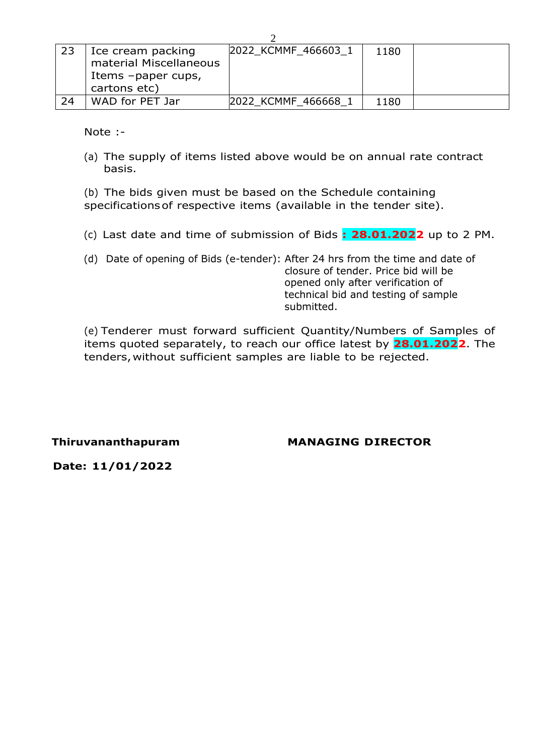| | | | | |
|---|---|---|---|---|
| 23 | Ice cream packing material Miscellaneous Items –paper cups, cartons etc) | 2022_KCMMF_466603_1 | 1180 | |
| 24 | WAD for PET Jar | 2022_KCMMF_466668_1 | 1180 | |

Note :-

(a) The supply of items listed above would be on annual rate contract basis.

(b) The bids given must be based on the Schedule containing specifications of respective items (available in the tender site).

(c) Last date and time of submission of Bids **: 28.01.2022** up to 2 PM.

(d) Date of opening of Bids (e-tender): After 24 hrs from the time and date of closure of tender. Price bid will be opened only after verification of technical bid and testing of sample submitted.

(e) Tenderer must forward sufficient Quantity/Numbers of Samples of items quoted separately, to reach our office latest by **28.01.2022**. The tenders, without sufficient samples are liable to be rejected.

**Thiruvananthapuram** **MANAGING DIRECTOR**

**Date: 11/01/2022**